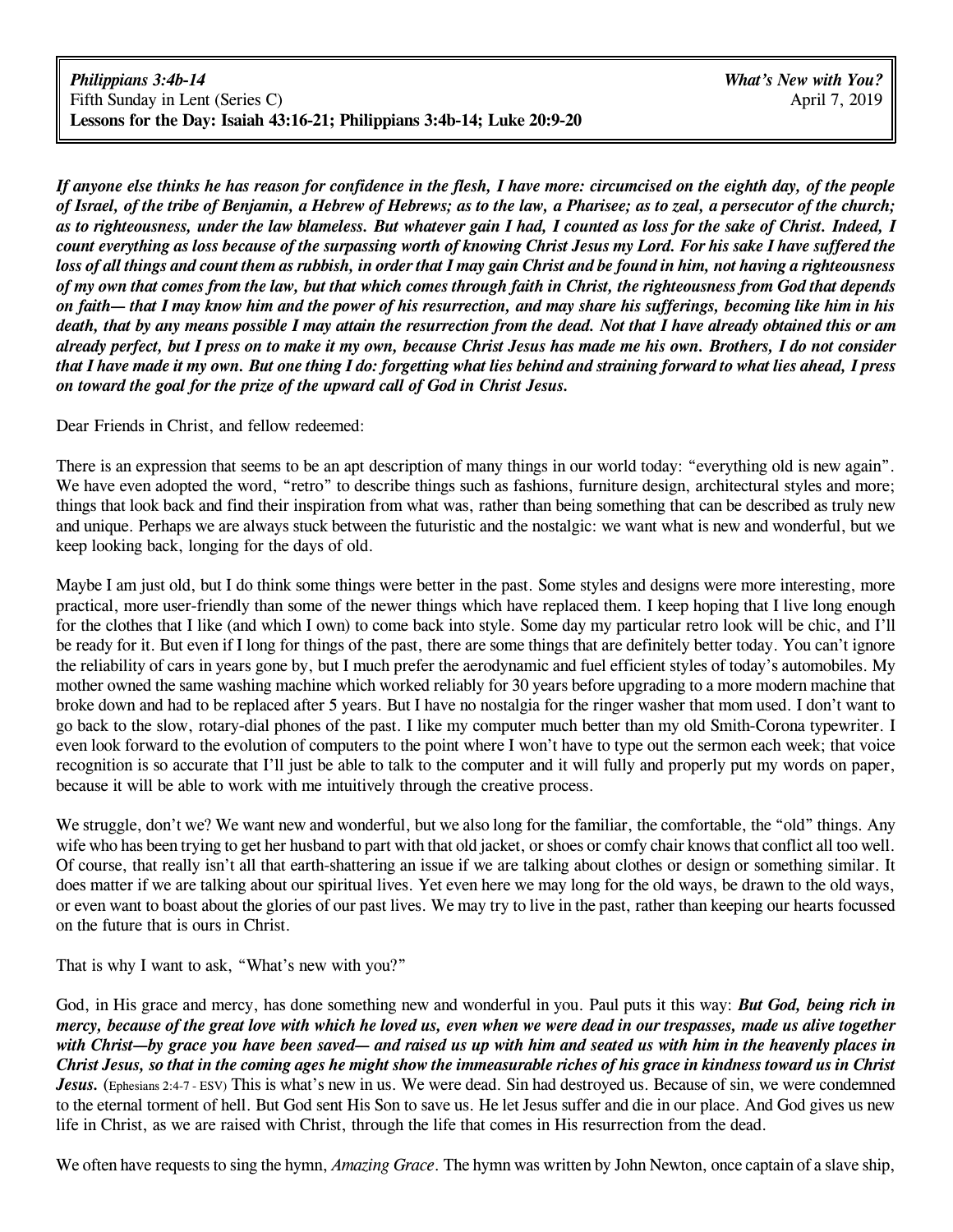**_Philippians 3:4b-14_**
Fifth Sunday in Lent (Series C)
**Lessons for the Day: Isaiah 43:16-21; Philippians 3:4b-14; Luke 20:9-20**

**_What's New with You?_**
April 7, 2019

***If anyone else thinks he has reason for confidence in the flesh, I have more: circumcised on the eighth day, of the people of Israel, of the tribe of Benjamin, a Hebrew of Hebrews; as to the law, a Pharisee; as to zeal, a persecutor of the church; as to righteousness, under the law blameless. But whatever gain I had, I counted as loss for the sake of Christ. Indeed, I count everything as loss because of the surpassing worth of knowing Christ Jesus my Lord. For his sake I have suffered the loss of all things and count them as rubbish, in order that I may gain Christ and be found in him, not having a righteousness of my own that comes from the law, but that which comes through faith in Christ, the righteousness from God that depends on faith— that I may know him and the power of his resurrection, and may share his sufferings, becoming like him in his death, that by any means possible I may attain the resurrection from the dead. Not that I have already obtained this or am already perfect, but I press on to make it my own, because Christ Jesus has made me his own. Brothers, I do not consider that I have made it my own. But one thing I do: forgetting what lies behind and straining forward to what lies ahead, I press on toward the goal for the prize of the upward call of God in Christ Jesus.***

Dear Friends in Christ, and fellow redeemed:

There is an expression that seems to be an apt description of many things in our world today: "everything old is new again". We have even adopted the word, "retro" to describe things such as fashions, furniture design, architectural styles and more; things that look back and find their inspiration from what was, rather than being something that can be described as truly new and unique. Perhaps we are always stuck between the futuristic and the nostalgic: we want what is new and wonderful, but we keep looking back, longing for the days of old.

Maybe I am just old, but I do think some things were better in the past. Some styles and designs were more interesting, more practical, more user-friendly than some of the newer things which have replaced them. I keep hoping that I live long enough for the clothes that I like (and which I own) to come back into style. Some day my particular retro look will be chic, and I'll be ready for it. But even if I long for things of the past, there are some things that are definitely better today. You can't ignore the reliability of cars in years gone by, but I much prefer the aerodynamic and fuel efficient styles of today's automobiles. My mother owned the same washing machine which worked reliably for 30 years before upgrading to a more modern machine that broke down and had to be replaced after 5 years. But I have no nostalgia for the ringer washer that mom used. I don't want to go back to the slow, rotary-dial phones of the past. I like my computer much better than my old Smith-Corona typewriter. I even look forward to the evolution of computers to the point where I won't have to type out the sermon each week; that voice recognition is so accurate that I'll just be able to talk to the computer and it will fully and properly put my words on paper, because it will be able to work with me intuitively through the creative process.

We struggle, don't we? We want new and wonderful, but we also long for the familiar, the comfortable, the "old" things. Any wife who has been trying to get her husband to part with that old jacket, or shoes or comfy chair knows that conflict all too well. Of course, that really isn't all that earth-shattering an issue if we are talking about clothes or design or something similar. It does matter if we are talking about our spiritual lives. Yet even here we may long for the old ways, be drawn to the old ways, or even want to boast about the glories of our past lives. We may try to live in the past, rather than keeping our hearts focussed on the future that is ours in Christ.

That is why I want to ask, "What's new with you?"

God, in His grace and mercy, has done something new and wonderful in you. Paul puts it this way: ***But God, being rich in mercy, because of the great love with which he loved us, even when we were dead in our trespasses, made us alive together with Christ—by grace you have been saved— and raised us up with him and seated us with him in the heavenly places in Christ Jesus, so that in the coming ages he might show the immeasurable riches of his grace in kindness toward us in Christ Jesus.*** (Ephesians 2:4-7 - ESV) This is what's new in us. We were dead. Sin had destroyed us. Because of sin, we were condemned to the eternal torment of hell. But God sent His Son to save us. He let Jesus suffer and die in our place. And God gives us new life in Christ, as we are raised with Christ, through the life that comes in His resurrection from the dead.

We often have requests to sing the hymn, *Amazing Grace*. The hymn was written by John Newton, once captain of a slave ship,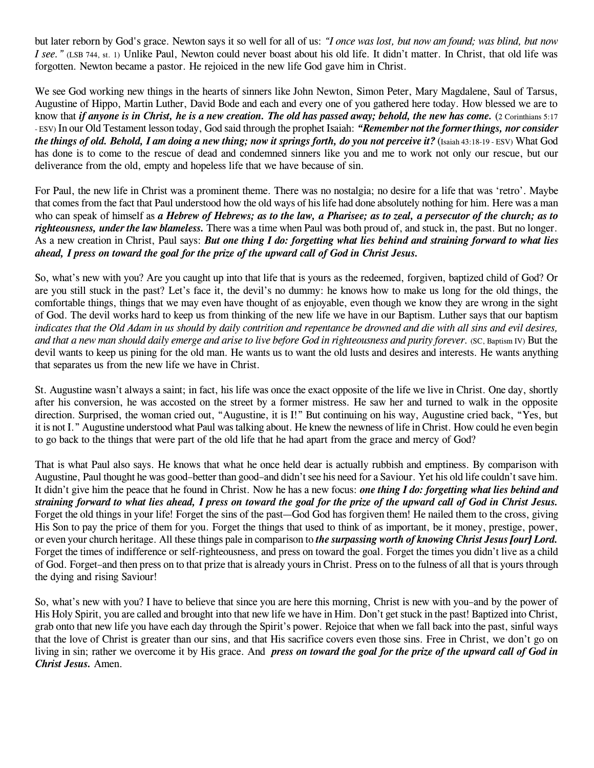but later reborn by God's grace. Newton says it so well for all of us: *"I once was lost, but now am found; was blind, but now I see."* (LSB 744, st. 1) Unlike Paul, Newton could never boast about his old life. It didn't matter. In Christ, that old life was forgotten. Newton became a pastor. He rejoiced in the new life God gave him in Christ.

We see God working new things in the hearts of sinners like John Newton, Simon Peter, Mary Magdalene, Saul of Tarsus, Augustine of Hippo, Martin Luther, David Bode and each and every one of you gathered here today. How blessed we are to know that ***if anyone is in Christ, he is a new creation. The old has passed away; behold, the new has come.*** (2 Corinthians 5:17 - ESV) In our Old Testament lesson today, God said through the prophet Isaiah: ***"Remember not the former things, nor consider the things of old. Behold, I am doing a new thing; now it springs forth, do you not perceive it?*** (Isaiah 43:18-19 - ESV) What God has done is to come to the rescue of dead and condemned sinners like you and me to work not only our rescue, but our deliverance from the old, empty and hopeless life that we have because of sin.

For Paul, the new life in Christ was a prominent theme. There was no nostalgia; no desire for a life that was 'retro'. Maybe that comes from the fact that Paul understood how the old ways of his life had done absolutely nothing for him. Here was a man who can speak of himself as ***a Hebrew of Hebrews; as to the law, a Pharisee; as to zeal, a persecutor of the church; as to righteousness, under the law blameless.*** There was a time when Paul was both proud of, and stuck in, the past. But no longer. As a new creation in Christ, Paul says: ***But one thing I do: forgetting what lies behind and straining forward to what lies ahead, I press on toward the goal for the prize of the upward call of God in Christ Jesus.***

So, what's new with you? Are you caught up into that life that is yours as the redeemed, forgiven, baptized child of God? Or are you still stuck in the past? Let's face it, the devil's no dummy: he knows how to make us long for the old things, the comfortable things, things that we may even have thought of as enjoyable, even though we know they are wrong in the sight of God. The devil works hard to keep us from thinking of the new life we have in our Baptism. Luther says that our baptism *indicates that the Old Adam in us should by daily contrition and repentance be drowned and die with all sins and evil desires, and that a new man should daily emerge and arise to live before God in righteousness and purity forever.* (SC, Baptism IV) But the devil wants to keep us pining for the old man. He wants us to want the old lusts and desires and interests. He wants anything that separates us from the new life we have in Christ.

St. Augustine wasn't always a saint; in fact, his life was once the exact opposite of the life we live in Christ. One day, shortly after his conversion, he was accosted on the street by a former mistress. He saw her and turned to walk in the opposite direction. Surprised, the woman cried out, "Augustine, it is I!" But continuing on his way, Augustine cried back, "Yes, but it is not I." Augustine understood what Paul was talking about. He knew the newness of life in Christ. How could he even begin to go back to the things that were part of the old life that he had apart from the grace and mercy of God?

That is what Paul also says. He knows that what he once held dear is actually rubbish and emptiness. By comparison with Augustine, Paul thought he was good–better than good–and didn't see his need for a Saviour. Yet his old life couldn't save him. It didn't give him the peace that he found in Christ. Now he has a new focus: ***one thing I do: forgetting what lies behind and straining forward to what lies ahead, I press on toward the goal for the prize of the upward call of God in Christ Jesus.*** Forget the old things in your life! Forget the sins of the past—God God has forgiven them! He nailed them to the cross, giving His Son to pay the price of them for you. Forget the things that used to think of as important, be it money, prestige, power, or even your church heritage. All these things pale in comparison to ***the surpassing worth of knowing Christ Jesus [our] Lord.*** Forget the times of indifference or self-righteousness, and press on toward the goal. Forget the times you didn't live as a child of God. Forget–and then press on to that prize that is already yours in Christ. Press on to the fulness of all that is yours through the dying and rising Saviour!

So, what's new with you? I have to believe that since you are here this morning, Christ is new with you–and by the power of His Holy Spirit, you are called and brought into that new life we have in Him. Don't get stuck in the past! Baptized into Christ, grab onto that new life you have each day through the Spirit's power. Rejoice that when we fall back into the past, sinful ways that the love of Christ is greater than our sins, and that His sacrifice covers even those sins. Free in Christ, we don't go on living in sin; rather we overcome it by His grace. And ***press on toward the goal for the prize of the upward call of God in Christ Jesus.*** Amen.